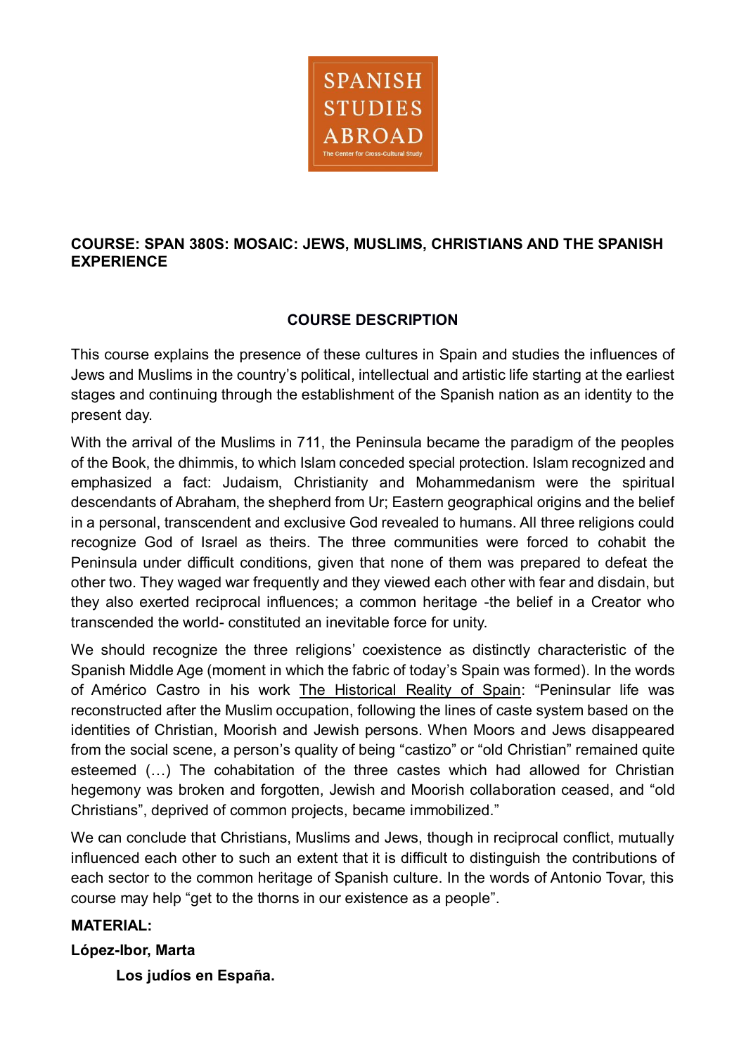SPANISH STUDIES ABROAD

The Center for Cross-Cultural Study

**COURSE: SPAN 380S: MOSAIC: JEWS, MUSLIMS, CHRISTIANS AND THE SPANISH EXPERIENCE**

## COURSE DESCRIPTION

This course explains the presence of these cultures in Spain and studies the influences of Jews and Muslims in the country's political, intellectual and artistic life starting at the earliest stages and continuing through the establishment of the Spanish nation as an identity to the present day.

With the arrival of the Muslims in 711, the Peninsula became the paradigm of the peoples of the Book, the dhimmis, to which Islam conceded special protection. Islam recognized and emphasized a fact: Judaism, Christianity and Mohammedanism were the spiritual descendants of Abraham, the shepherd from Ur; Eastern geographical origins and the belief in a personal, transcendent and exclusive God revealed to humans. All three religions could recognize God of Israel as theirs. The three communities were forced to cohabit the Peninsula under difficult conditions, given that none of them was prepared to defeat the other two. They waged war frequently and they viewed each other with fear and disdain, but they also exerted reciprocal influences; a common heritage -the belief in a Creator who transcended the world- constituted an inevitable force for unity.

We should recognize the three religions' coexistence as distinctly characteristic of the Spanish Middle Age (moment in which the fabric of today's Spain was formed). In the words of Américo Castro in his work The Historical Reality of Spain: "Peninsular life was reconstructed after the Muslim occupation, following the lines of caste system based on the identities of Christian, Moorish and Jewish persons. When Moors and Jews disappeared from the social scene, a person's quality of being "castizo" or "old Christian" remained quite esteemed (…) The cohabitation of the three castes which had allowed for Christian hegemony was broken and forgotten, Jewish and Moorish collaboration ceased, and "old Christians", deprived of common projects, became immobilized."

We can conclude that Christians, Muslims and Jews, though in reciprocal conflict, mutually influenced each other to such an extent that it is difficult to distinguish the contributions of each sector to the common heritage of Spanish culture. In the words of Antonio Tovar, this course may help "get to the thorns in our existence as a people".

**MATERIAL:**

**López-Ibor, Marta**

**Los judíos en España.**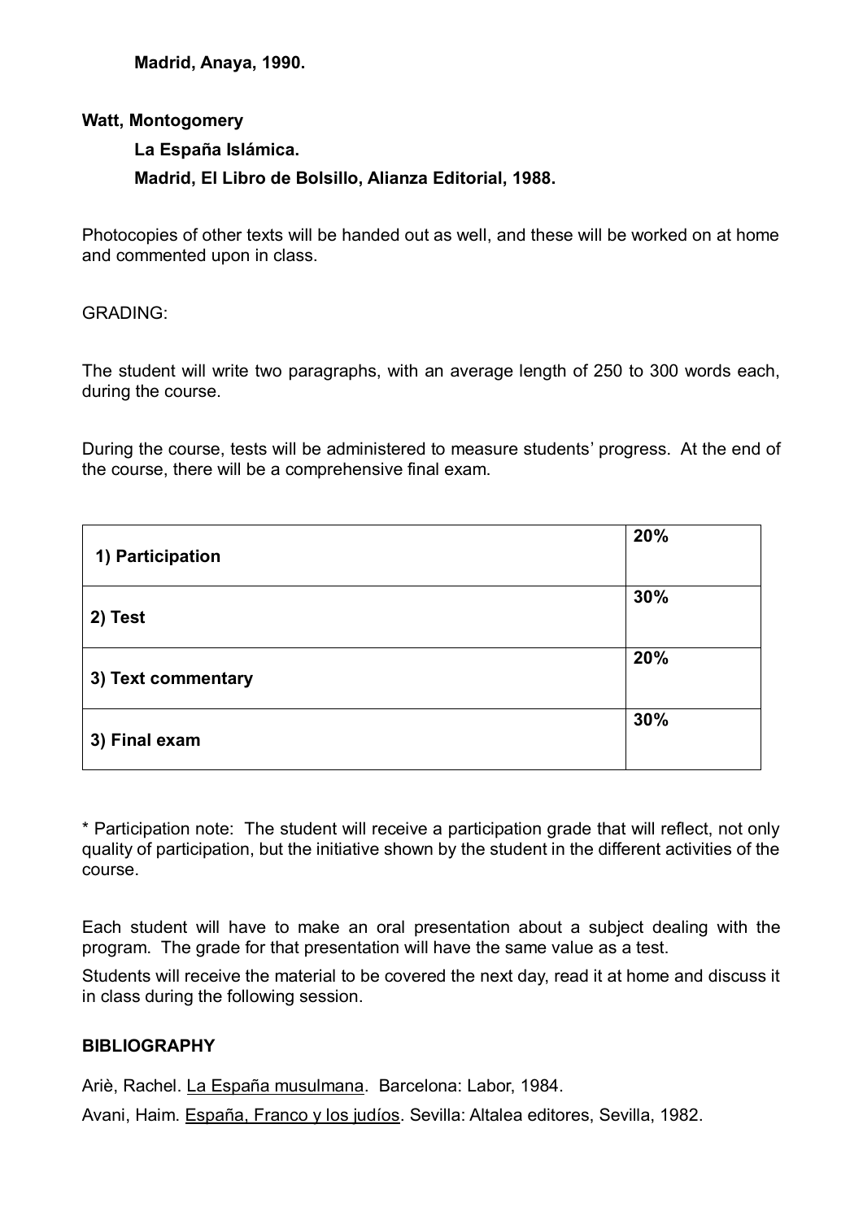**Madrid, Anaya, 1990.**

**Watt, Montogomery**

**La España Islámica.**

**Madrid, El Libro de Bolsillo, Alianza Editorial, 1988.**

Photocopies of other texts will be handed out as well, and these will be worked on at home and commented upon in class.

GRADING:

The student will write two paragraphs, with an average length of 250 to 300 words each, during the course.

During the course, tests will be administered to measure students' progress. At the end of the course, there will be a comprehensive final exam.

| | |
|---|---|
| **1) Participation** | **20%** |
| **2) Test** | **30%** |
| **3) Text commentary** | **20%** |
| **3) Final exam** | **30%** |

* Participation note: The student will receive a participation grade that will reflect, not only quality of participation, but the initiative shown by the student in the different activities of the course.

Each student will have to make an oral presentation about a subject dealing with the program. The grade for that presentation will have the same value as a test.

Students will receive the material to be covered the next day, read it at home and discuss it in class during the following session.

**BIBLIOGRAPHY**

Ariè, Rachel. La España musulmana. Barcelona: Labor, 1984.

Avani, Haim. España, Franco y los judíos. Sevilla: Altalea editores, Sevilla, 1982.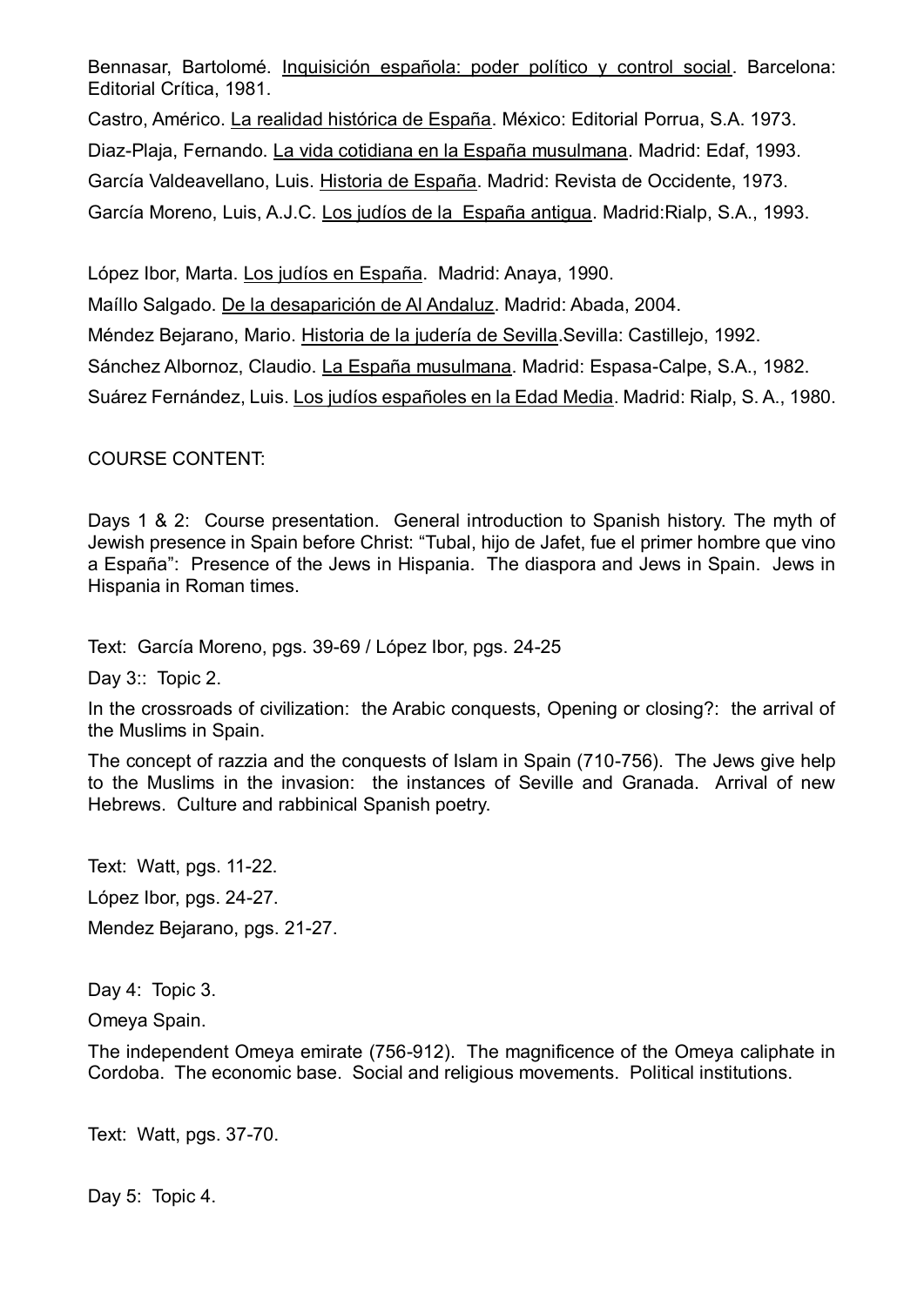Bennasar, Bartolomé. Inquisición española: poder político y control social. Barcelona: Editorial Crítica, 1981.

Castro, Américo. La realidad histórica de España. México: Editorial Porrua, S.A. 1973.

Diaz-Plaja, Fernando. La vida cotidiana en la España musulmana. Madrid: Edaf, 1993.

García Valdeavellano, Luis. Historia de España. Madrid: Revista de Occidente, 1973.

García Moreno, Luis, A.J.C. Los judíos de la España antigua. Madrid:Rialp, S.A., 1993.

López Ibor, Marta. Los judíos en España. Madrid: Anaya, 1990.

Maíllo Salgado. De la desaparición de Al Andaluz. Madrid: Abada, 2004.

Méndez Bejarano, Mario. Historia de la judería de Sevilla.Sevilla: Castillejo, 1992.

Sánchez Albornoz, Claudio. La España musulmana. Madrid: Espasa-Calpe, S.A., 1982.

Suárez Fernández, Luis. Los judíos españoles en la Edad Media. Madrid: Rialp, S. A., 1980.

COURSE CONTENT:

Days 1 & 2: Course presentation. General introduction to Spanish history. The myth of Jewish presence in Spain before Christ: "Tubal, hijo de Jafet, fue el primer hombre que vino a España": Presence of the Jews in Hispania. The diaspora and Jews in Spain. Jews in Hispania in Roman times.

Text: García Moreno, pgs. 39-69 / López Ibor, pgs. 24-25

Day 3:: Topic 2.

In the crossroads of civilization: the Arabic conquests, Opening or closing?: the arrival of the Muslims in Spain.

The concept of razzia and the conquests of Islam in Spain (710-756). The Jews give help to the Muslims in the invasion: the instances of Seville and Granada. Arrival of new Hebrews. Culture and rabbinical Spanish poetry.

Text: Watt, pgs. 11-22.

López Ibor, pgs. 24-27.

Mendez Bejarano, pgs. 21-27.

Day 4: Topic 3.

Omeya Spain.

The independent Omeya emirate (756-912). The magnificence of the Omeya caliphate in Cordoba. The economic base. Social and religious movements. Political institutions.

Text: Watt, pgs. 37-70.

Day 5: Topic 4.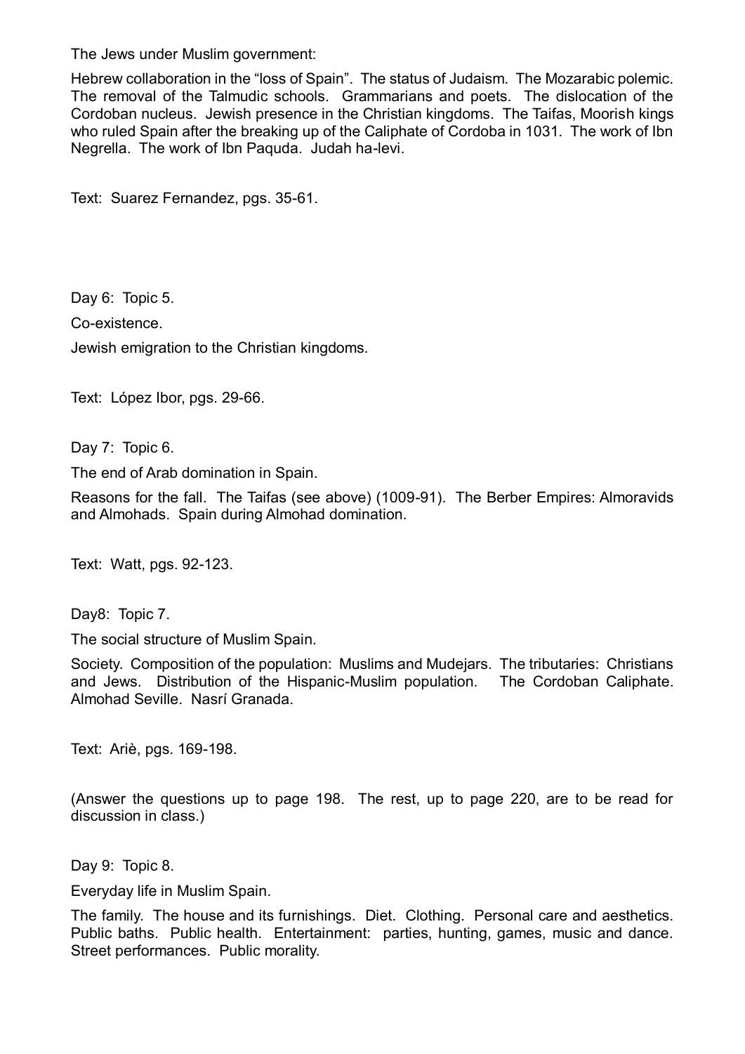The Jews under Muslim government:

Hebrew collaboration in the "loss of Spain". The status of Judaism. The Mozarabic polemic. The removal of the Talmudic schools. Grammarians and poets. The dislocation of the Cordoban nucleus. Jewish presence in the Christian kingdoms. The Taifas, Moorish kings who ruled Spain after the breaking up of the Caliphate of Cordoba in 1031. The work of Ibn Negrella. The work of Ibn Paquda. Judah ha-levi.

Text: Suarez Fernandez, pgs. 35-61.

Day 6: Topic 5.

Co-existence.

Jewish emigration to the Christian kingdoms.

Text: López Ibor, pgs. 29-66.

Day 7: Topic 6.

The end of Arab domination in Spain.

Reasons for the fall. The Taifas (see above) (1009-91). The Berber Empires: Almoravids and Almohads. Spain during Almohad domination.

Text: Watt, pgs. 92-123.

Day8: Topic 7.

The social structure of Muslim Spain.

Society. Composition of the population: Muslims and Mudejars. The tributaries: Christians and Jews. Distribution of the Hispanic-Muslim population. The Cordoban Caliphate. Almohad Seville. Nasrí Granada.

Text: Ariè, pgs. 169-198.

(Answer the questions up to page 198. The rest, up to page 220, are to be read for discussion in class.)

Day 9: Topic 8.

Everyday life in Muslim Spain.

The family. The house and its furnishings. Diet. Clothing. Personal care and aesthetics. Public baths. Public health. Entertainment: parties, hunting, games, music and dance. Street performances. Public morality.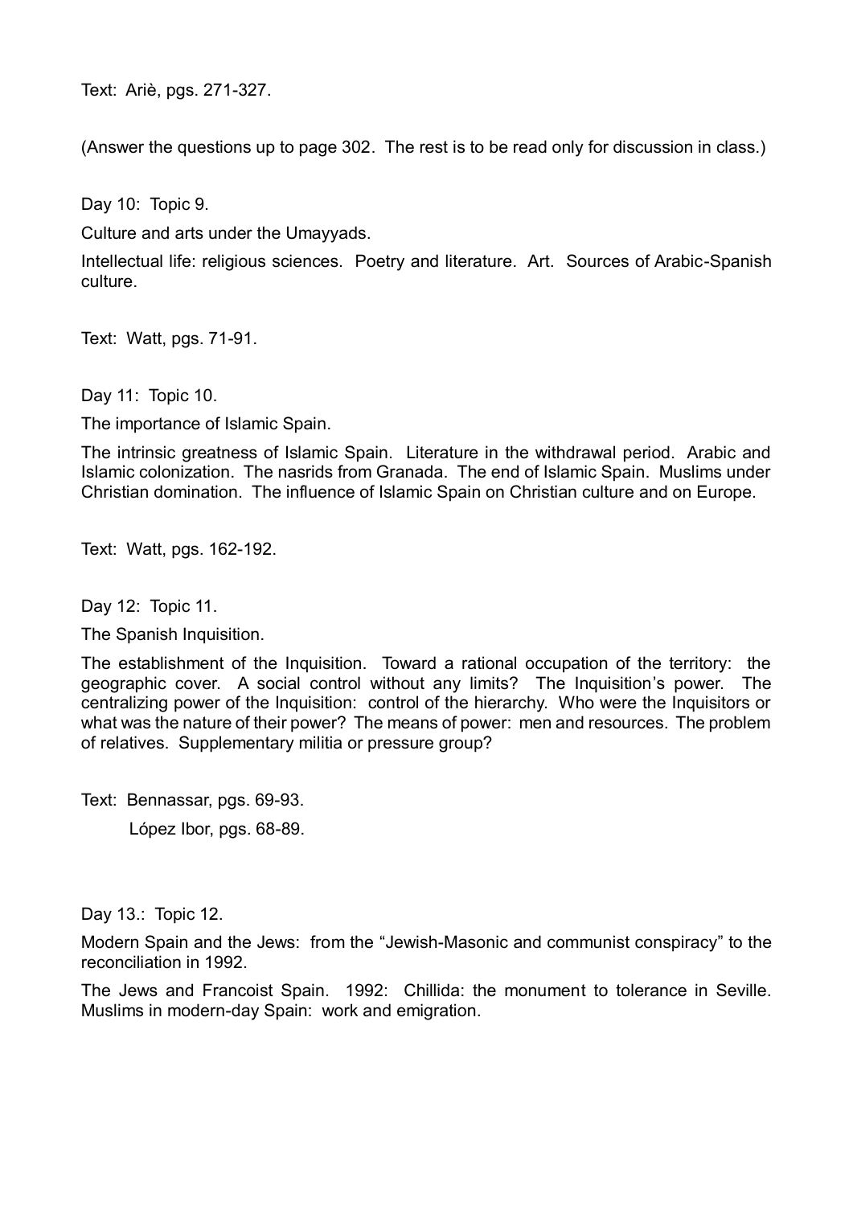Text: Ariè, pgs. 271-327.

(Answer the questions up to page 302. The rest is to be read only for discussion in class.)

Day 10: Topic 9.

Culture and arts under the Umayyads.

Intellectual life: religious sciences. Poetry and literature. Art. Sources of Arabic-Spanish culture.

Text: Watt, pgs. 71-91.

Day 11: Topic 10.

The importance of Islamic Spain.

The intrinsic greatness of Islamic Spain. Literature in the withdrawal period. Arabic and Islamic colonization. The nasrids from Granada. The end of Islamic Spain. Muslims under Christian domination. The influence of Islamic Spain on Christian culture and on Europe.

Text: Watt, pgs. 162-192.

Day 12: Topic 11.

The Spanish Inquisition.

The establishment of the Inquisition. Toward a rational occupation of the territory: the geographic cover. A social control without any limits? The Inquisition's power. The centralizing power of the Inquisition: control of the hierarchy. Who were the Inquisitors or what was the nature of their power? The means of power: men and resources. The problem of relatives. Supplementary militia or pressure group?

Text: Bennassar, pgs. 69-93.

López Ibor, pgs. 68-89.

Day 13.: Topic 12.

Modern Spain and the Jews: from the "Jewish-Masonic and communist conspiracy" to the reconciliation in 1992.

The Jews and Francoist Spain. 1992: Chillida: the monument to tolerance in Seville. Muslims in modern-day Spain: work and emigration.